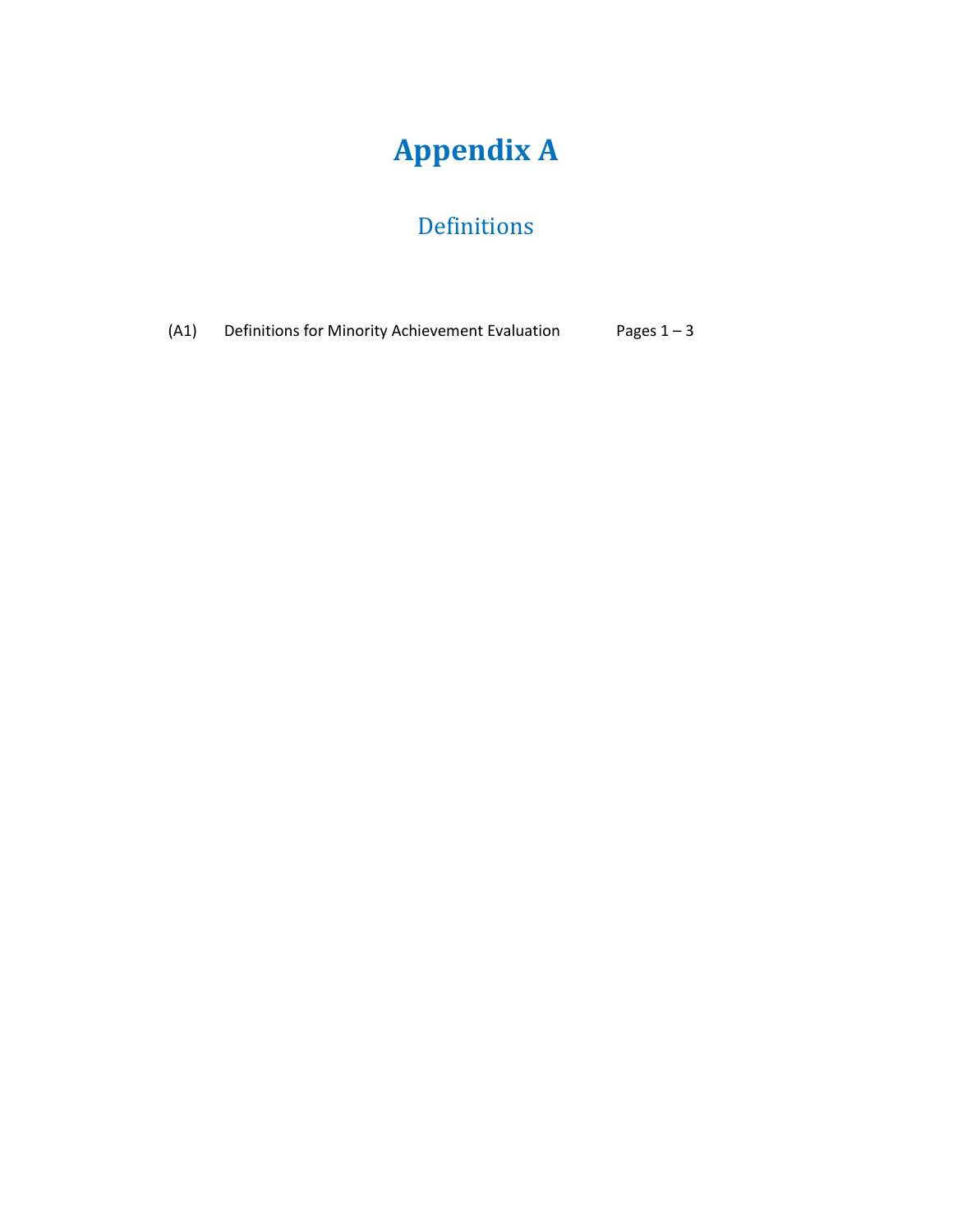# Appendix A

## Definitions

(A1) Definitions for Minority Achievement Evaluation Pages 1 – 3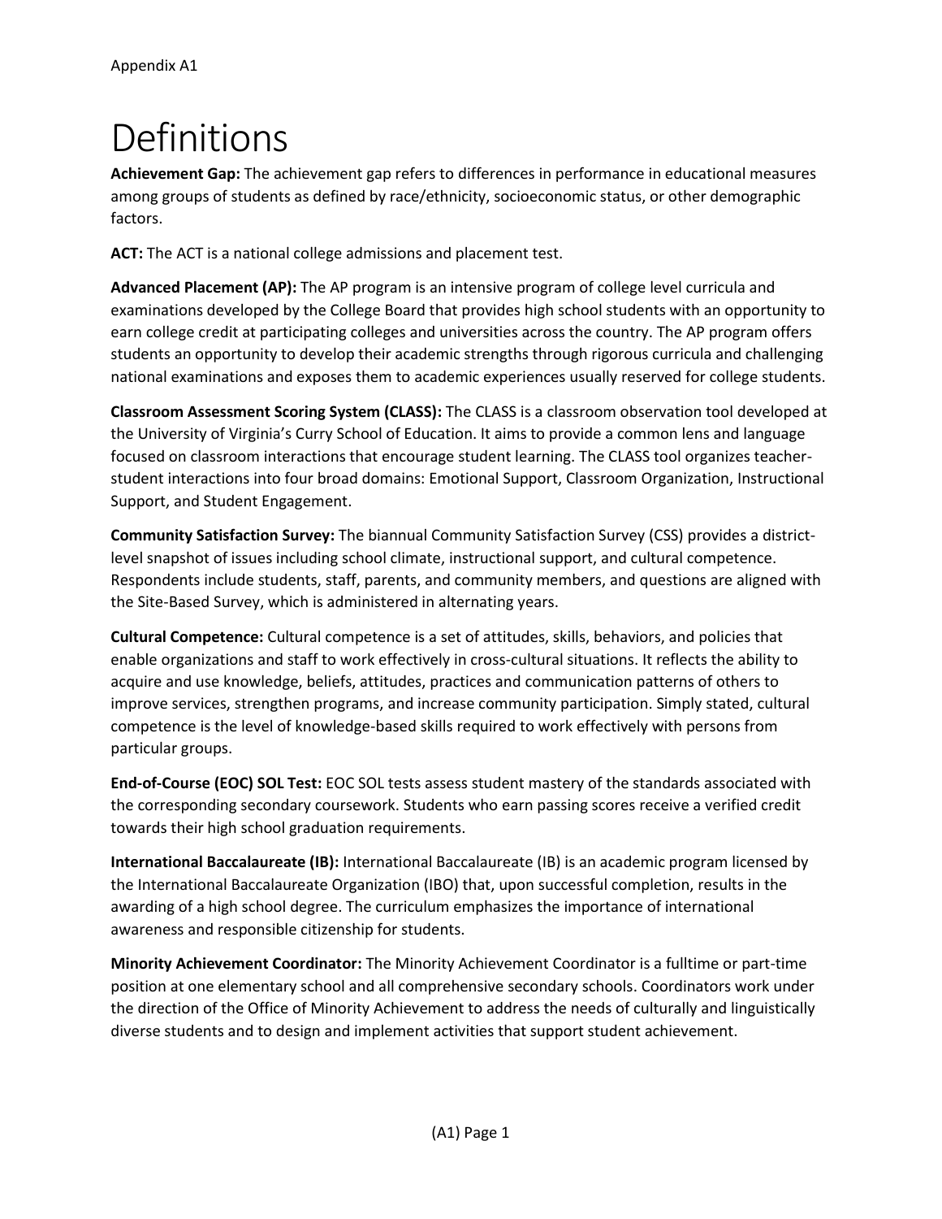Appendix A1

# Definitions

**Achievement Gap:** The achievement gap refers to differences in performance in educational measures among groups of students as defined by race/ethnicity, socioeconomic status, or other demographic factors.

**ACT:** The ACT is a national college admissions and placement test.

**Advanced Placement (AP):** The AP program is an intensive program of college level curricula and examinations developed by the College Board that provides high school students with an opportunity to earn college credit at participating colleges and universities across the country. The AP program offers students an opportunity to develop their academic strengths through rigorous curricula and challenging national examinations and exposes them to academic experiences usually reserved for college students.

**Classroom Assessment Scoring System (CLASS):** The CLASS is a classroom observation tool developed at the University of Virginia's Curry School of Education. It aims to provide a common lens and language focused on classroom interactions that encourage student learning. The CLASS tool organizes teacher-student interactions into four broad domains: Emotional Support, Classroom Organization, Instructional Support, and Student Engagement.

**Community Satisfaction Survey:** The biannual Community Satisfaction Survey (CSS) provides a district-level snapshot of issues including school climate, instructional support, and cultural competence. Respondents include students, staff, parents, and community members, and questions are aligned with the Site-Based Survey, which is administered in alternating years.

**Cultural Competence:** Cultural competence is a set of attitudes, skills, behaviors, and policies that enable organizations and staff to work effectively in cross-cultural situations. It reflects the ability to acquire and use knowledge, beliefs, attitudes, practices and communication patterns of others to improve services, strengthen programs, and increase community participation. Simply stated, cultural competence is the level of knowledge-based skills required to work effectively with persons from particular groups.

**End-of-Course (EOC) SOL Test:** EOC SOL tests assess student mastery of the standards associated with the corresponding secondary coursework. Students who earn passing scores receive a verified credit towards their high school graduation requirements.

**International Baccalaureate (IB):** International Baccalaureate (IB) is an academic program licensed by the International Baccalaureate Organization (IBO) that, upon successful completion, results in the awarding of a high school degree. The curriculum emphasizes the importance of international awareness and responsible citizenship for students.

**Minority Achievement Coordinator:** The Minority Achievement Coordinator is a fulltime or part-time position at one elementary school and all comprehensive secondary schools. Coordinators work under the direction of the Office of Minority Achievement to address the needs of culturally and linguistically diverse students and to design and implement activities that support student achievement.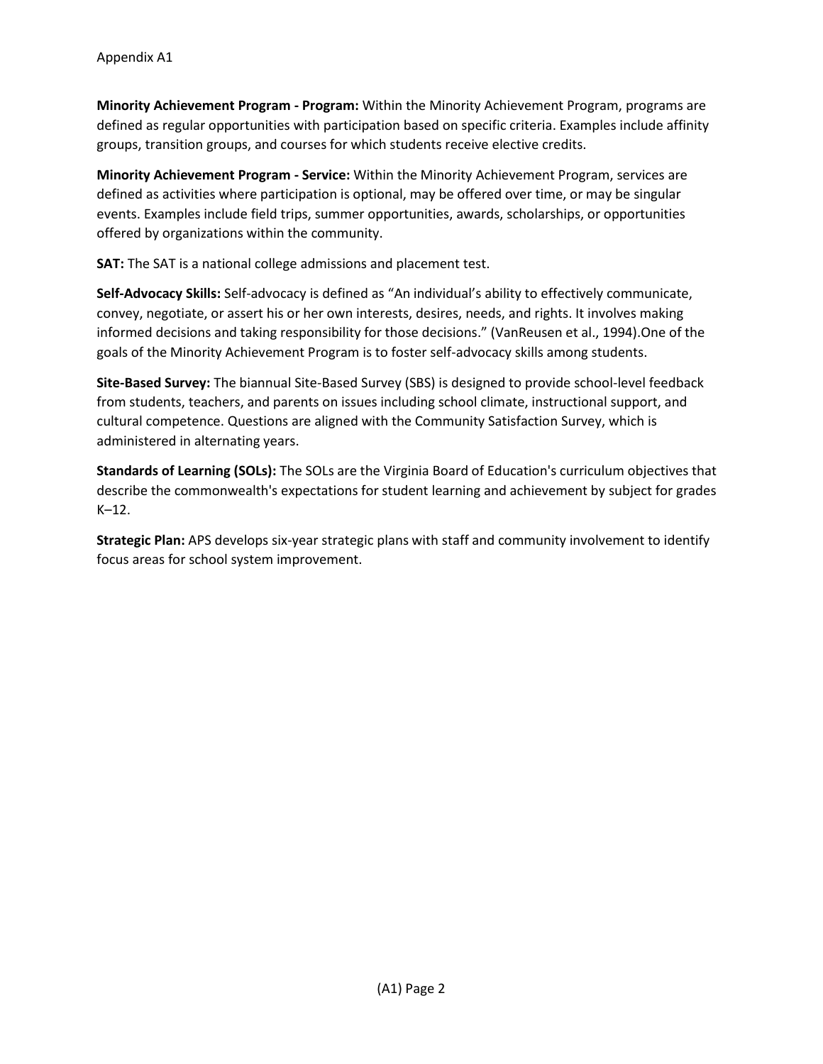**Minority Achievement Program - Program:** Within the Minority Achievement Program, programs are defined as regular opportunities with participation based on specific criteria. Examples include affinity groups, transition groups, and courses for which students receive elective credits.

**Minority Achievement Program - Service:** Within the Minority Achievement Program, services are defined as activities where participation is optional, may be offered over time, or may be singular events. Examples include field trips, summer opportunities, awards, scholarships, or opportunities offered by organizations within the community.

**SAT:** The SAT is a national college admissions and placement test.

**Self-Advocacy Skills:** Self-advocacy is defined as "An individual's ability to effectively communicate, convey, negotiate, or assert his or her own interests, desires, needs, and rights. It involves making informed decisions and taking responsibility for those decisions." (VanReusen et al., 1994).One of the goals of the Minority Achievement Program is to foster self-advocacy skills among students.

**Site-Based Survey:** The biannual Site-Based Survey (SBS) is designed to provide school-level feedback from students, teachers, and parents on issues including school climate, instructional support, and cultural competence. Questions are aligned with the Community Satisfaction Survey, which is administered in alternating years.

**Standards of Learning (SOLs):** The SOLs are the Virginia Board of Education's curriculum objectives that describe the commonwealth's expectations for student learning and achievement by subject for grades K–12.

**Strategic Plan:** APS develops six-year strategic plans with staff and community involvement to identify focus areas for school system improvement.